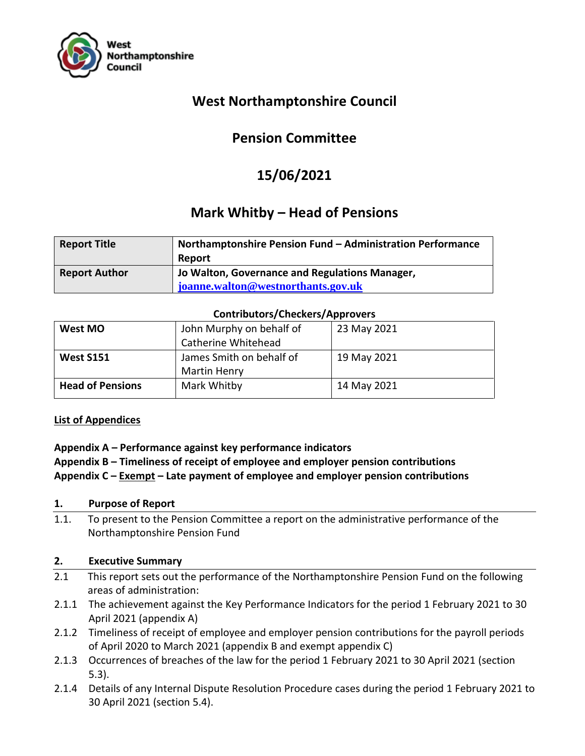# West Northamptonshire Council

## Pension Committee

## 15/06/2021

## Mark Whitby – Head of Pensions

| **Report Title** | **Northamptonshire Pension Fund – Administration Performance Report** |
|---|---|
| **Report Author** | **Jo Walton, Governance and Regulations Manager, [joanne.walton@westnorthants.gov.uk](mailto:joanne.walton@westnorthants.gov.uk)** |

**Contributors/Checkers/Approvers**

| **West MO** | John Murphy on behalf of Catherine Whitehead | 23 May 2021 |
|---|---|---|
| **West S151** | James Smith on behalf of Martin Henry | 19 May 2021 |
| **Head of Pensions** | Mark Whitby | 14 May 2021 |

**<u>List of Appendices</u>**

**Appendix A – Performance against key performance indicators**
**Appendix B – Timeliness of receipt of employee and employer pension contributions**
**Appendix C – <u>Exempt</u> – Late payment of employee and employer pension contributions**

### 1. Purpose of Report

1.1. To present to the Pension Committee a report on the administrative performance of the Northamptonshire Pension Fund

### 2. Executive Summary

2.1 This report sets out the performance of the Northamptonshire Pension Fund on the following areas of administration:

2.1.1 The achievement against the Key Performance Indicators for the period 1 February 2021 to 30 April 2021 (appendix A)

2.1.2 Timeliness of receipt of employee and employer pension contributions for the payroll periods of April 2020 to March 2021 (appendix B and exempt appendix C)

2.1.3 Occurrences of breaches of the law for the period 1 February 2021 to 30 April 2021 (section 5.3).

2.1.4 Details of any Internal Dispute Resolution Procedure cases during the period 1 February 2021 to 30 April 2021 (section 5.4).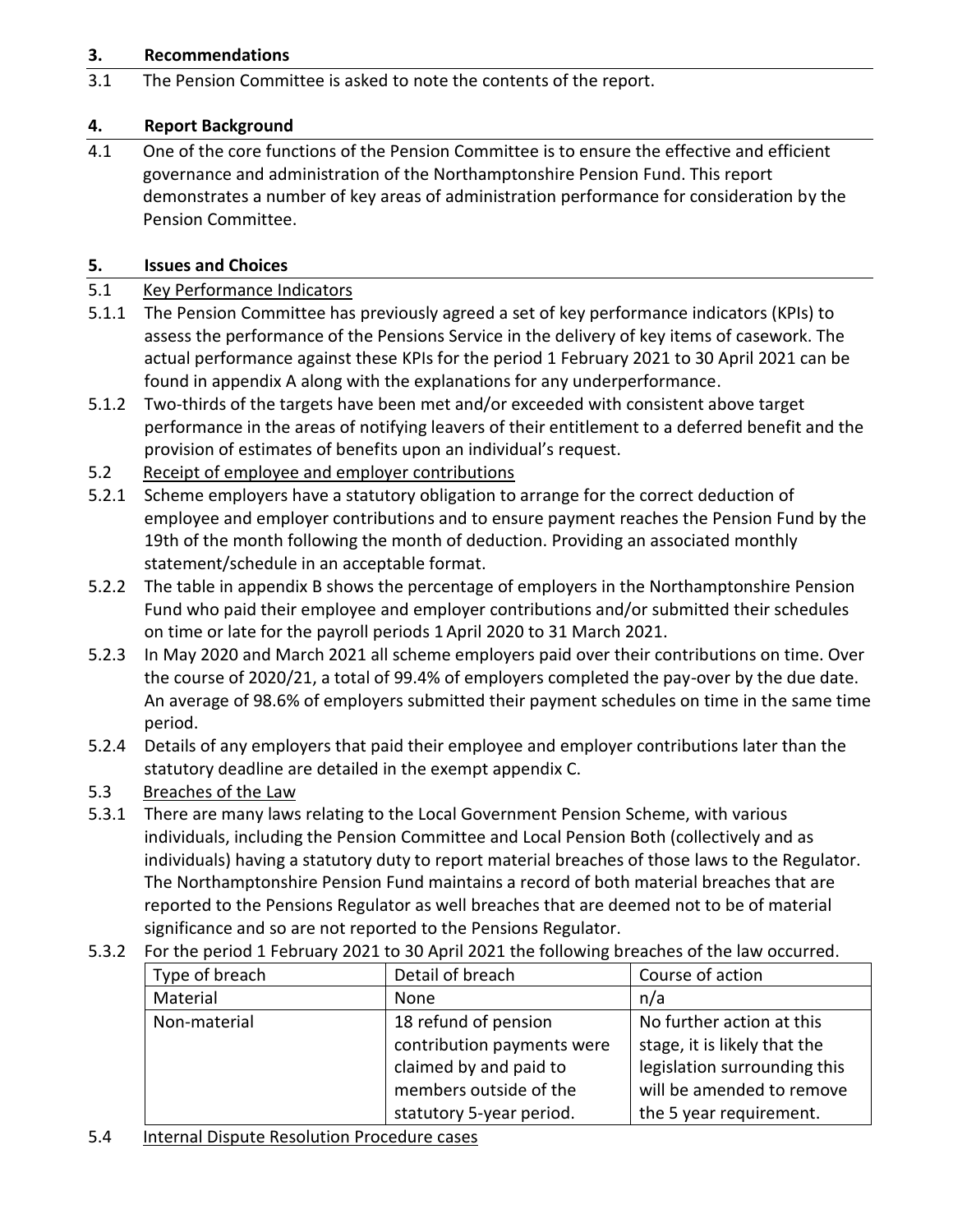## 3. Recommendations

3.1 The Pension Committee is asked to note the contents of the report.

## 4. Report Background

4.1 One of the core functions of the Pension Committee is to ensure the effective and efficient governance and administration of the Northamptonshire Pension Fund. This report demonstrates a number of key areas of administration performance for consideration by the Pension Committee.

## 5. Issues and Choices

5.1 Key Performance Indicators

5.1.1 The Pension Committee has previously agreed a set of key performance indicators (KPIs) to assess the performance of the Pensions Service in the delivery of key items of casework. The actual performance against these KPIs for the period 1 February 2021 to 30 April 2021 can be found in appendix A along with the explanations for any underperformance.

5.1.2 Two-thirds of the targets have been met and/or exceeded with consistent above target performance in the areas of notifying leavers of their entitlement to a deferred benefit and the provision of estimates of benefits upon an individual's request.

5.2 Receipt of employee and employer contributions

5.2.1 Scheme employers have a statutory obligation to arrange for the correct deduction of employee and employer contributions and to ensure payment reaches the Pension Fund by the 19th of the month following the month of deduction. Providing an associated monthly statement/schedule in an acceptable format.

5.2.2 The table in appendix B shows the percentage of employers in the Northamptonshire Pension Fund who paid their employee and employer contributions and/or submitted their schedules on time or late for the payroll periods 1 April 2020 to 31 March 2021.

5.2.3 In May 2020 and March 2021 all scheme employers paid over their contributions on time. Over the course of 2020/21, a total of 99.4% of employers completed the pay-over by the due date. An average of 98.6% of employers submitted their payment schedules on time in the same time period.

5.2.4 Details of any employers that paid their employee and employer contributions later than the statutory deadline are detailed in the exempt appendix C.

5.3 Breaches of the Law

5.3.1 There are many laws relating to the Local Government Pension Scheme, with various individuals, including the Pension Committee and Local Pension Both (collectively and as individuals) having a statutory duty to report material breaches of those laws to the Regulator. The Northamptonshire Pension Fund maintains a record of both material breaches that are reported to the Pensions Regulator as well breaches that are deemed not to be of material significance and so are not reported to the Pensions Regulator.

5.3.2 For the period 1 February 2021 to 30 April 2021 the following breaches of the law occurred.

| Type of breach | Detail of breach | Course of action |
|---|---|---|
| Material | None | n/a |
| Non-material | 18 refund of pension contribution payments were claimed by and paid to members outside of the statutory 5-year period. | No further action at this stage, it is likely that the legislation surrounding this will be amended to remove the 5 year requirement. |

5.4 Internal Dispute Resolution Procedure cases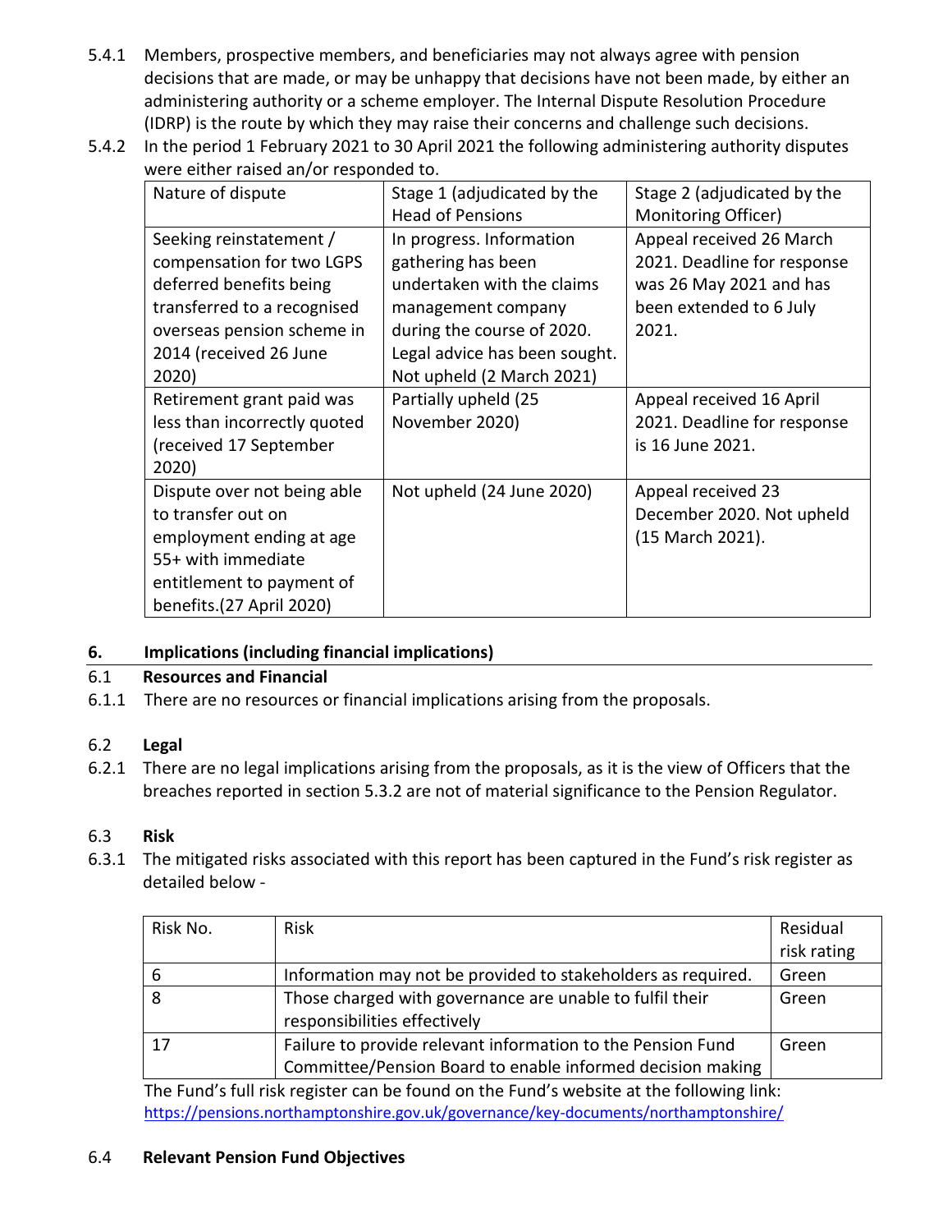5.4.1 Members, prospective members, and beneficiaries may not always agree with pension decisions that are made, or may be unhappy that decisions have not been made, by either an administering authority or a scheme employer. The Internal Dispute Resolution Procedure (IDRP) is the route by which they may raise their concerns and challenge such decisions.

5.4.2 In the period 1 February 2021 to 30 April 2021 the following administering authority disputes were either raised an/or responded to.

| Nature of dispute | Stage 1 (adjudicated by the Head of Pensions | Stage 2 (adjudicated by the Monitoring Officer) |
|---|---|---|
| Seeking reinstatement / compensation for two LGPS deferred benefits being transferred to a recognised overseas pension scheme in 2014 (received 26 June 2020) | In progress. Information gathering has been undertaken with the claims management company during the course of 2020. Legal advice has been sought. Not upheld (2 March 2021) | Appeal received 26 March 2021. Deadline for response was 26 May 2021 and has been extended to 6 July 2021. |
| Retirement grant paid was less than incorrectly quoted (received 17 September 2020) | Partially upheld (25 November 2020) | Appeal received 16 April 2021. Deadline for response is 16 June 2021. |
| Dispute over not being able to transfer out on employment ending at age 55+ with immediate entitlement to payment of benefits.(27 April 2020) | Not upheld (24 June 2020) | Appeal received 23 December 2020. Not upheld (15 March 2021). |

## 6. Implications (including financial implications)

### 6.1 Resources and Financial

6.1.1 There are no resources or financial implications arising from the proposals.

### 6.2 Legal

6.2.1 There are no legal implications arising from the proposals, as it is the view of Officers that the breaches reported in section 5.3.2 are not of material significance to the Pension Regulator.

### 6.3 Risk

6.3.1 The mitigated risks associated with this report has been captured in the Fund's risk register as detailed below -

| Risk No. | Risk | Residual risk rating |
|---|---|---|
| 6 | Information may not be provided to stakeholders as required. | Green |
| 8 | Those charged with governance are unable to fulfil their responsibilities effectively | Green |
| 17 | Failure to provide relevant information to the Pension Fund Committee/Pension Board to enable informed decision making | Green |

The Fund's full risk register can be found on the Fund's website at the following link: https://pensions.northamptonshire.gov.uk/governance/key-documents/northamptonshire/

### 6.4 Relevant Pension Fund Objectives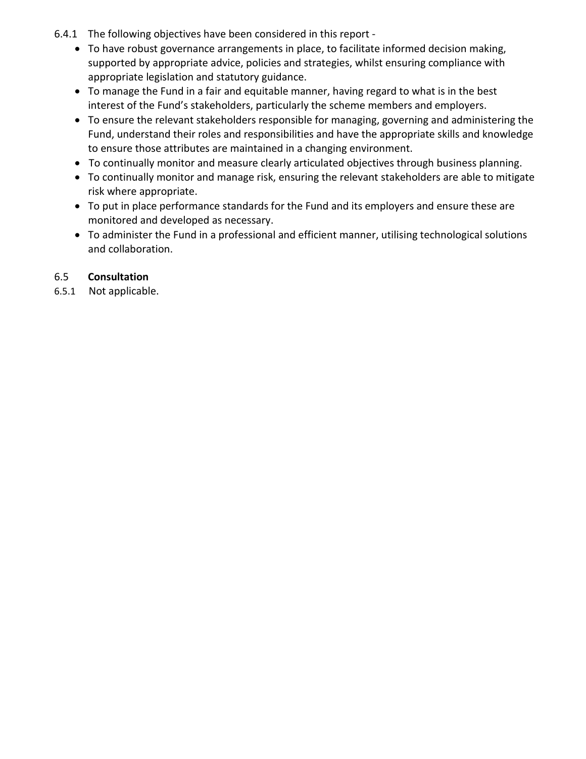6.4.1 The following objectives have been considered in this report -

- To have robust governance arrangements in place, to facilitate informed decision making, supported by appropriate advice, policies and strategies, whilst ensuring compliance with appropriate legislation and statutory guidance.
- To manage the Fund in a fair and equitable manner, having regard to what is in the best interest of the Fund's stakeholders, particularly the scheme members and employers.
- To ensure the relevant stakeholders responsible for managing, governing and administering the Fund, understand their roles and responsibilities and have the appropriate skills and knowledge to ensure those attributes are maintained in a changing environment.
- To continually monitor and measure clearly articulated objectives through business planning.
- To continually monitor and manage risk, ensuring the relevant stakeholders are able to mitigate risk where appropriate.
- To put in place performance standards for the Fund and its employers and ensure these are monitored and developed as necessary.
- To administer the Fund in a professional and efficient manner, utilising technological solutions and collaboration.

### 6.5 **Consultation**

6.5.1 Not applicable.